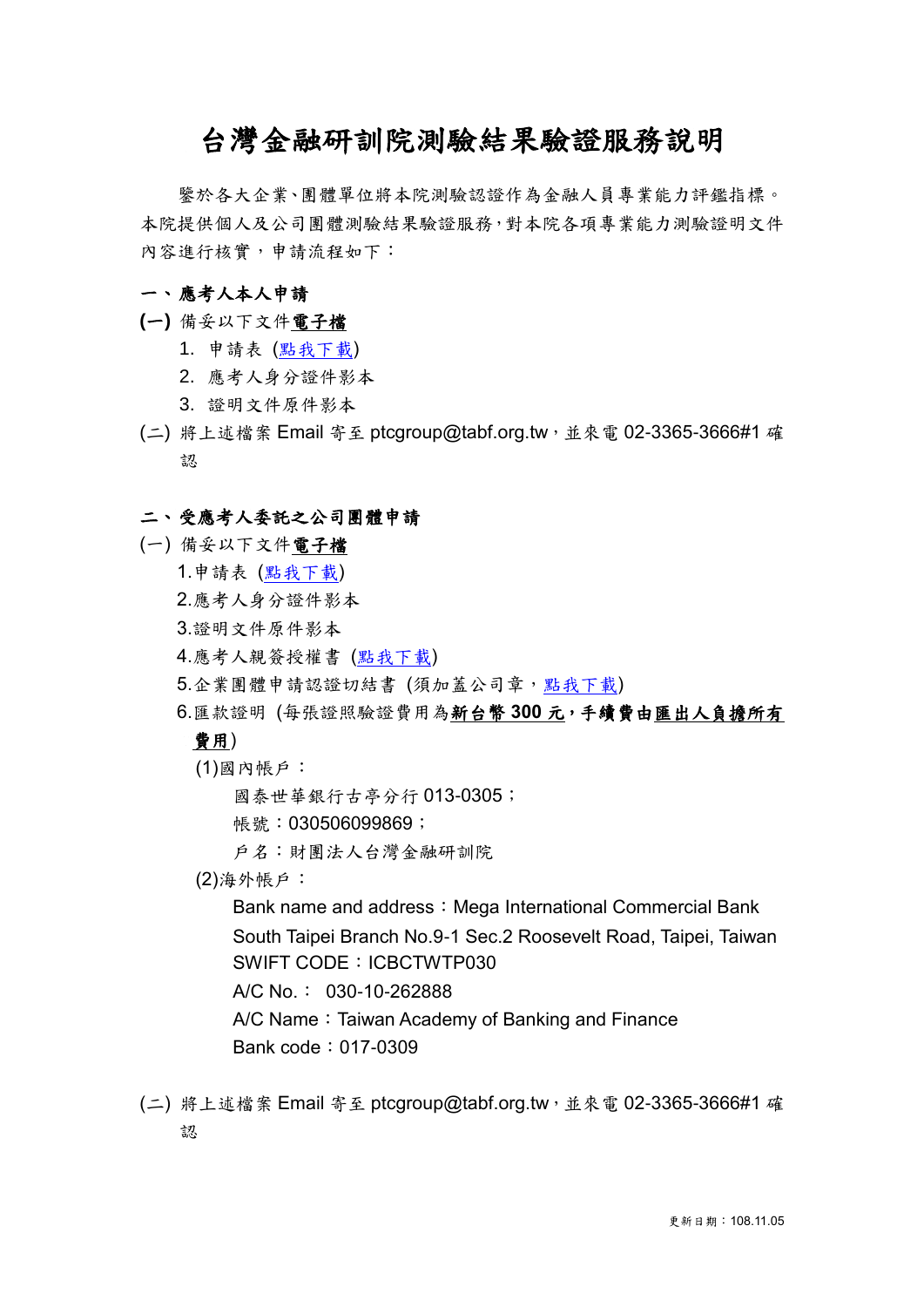# 台灣金融研訓院測驗結果驗證服務說明

鑒於各大企業、團體單位將本院測驗認證作為金融人員專業能力評鑑指標。本院提供個人及公司團體測驗結果驗證服務，對本院各項專業能力測驗證明文件內容進行核實，申請流程如下：

## 一、應考人本人申請

**(一)** 備妥以下文件**<u>電子檔</u>**

1. 申請表 (點我下載)
2. 應考人身分證件影本
3. 證明文件原件影本

(二) 將上述檔案 Email 寄至 ptcgroup@tabf.org.tw，並來電 02-3365-3666#1 確認

## 二、受應考人委託之公司團體申請

(一) 備妥以下文件**<u>電子檔</u>**

1.申請表 (點我下載)

2.應考人身分證件影本

3.證明文件原件影本

4.應考人親簽授權書 (點我下載)

5.企業團體申請認證切結書 (須加蓋公司章，點我下載)

6.匯款證明 (每張證照驗證費用為**<u>新台幣 300 元</u>，手續費由<u>匯出人負擔所有費用</u>**)

(1)國內帳戶：

國泰世華銀行古亭分行 013-0305；
帳號：030506099869；
戶名：財團法人台灣金融研訓院

(2)海外帳戶：

Bank name and address：Mega International Commercial Bank South Taipei Branch No.9-1 Sec.2 Roosevelt Road, Taipei, Taiwan
SWIFT CODE：ICBCTWTP030
A/C No.： 030-10-262888
A/C Name：Taiwan Academy of Banking and Finance
Bank code：017-0309

(二) 將上述檔案 Email 寄至 ptcgroup@tabf.org.tw，並來電 02-3365-3666#1 確認

更新日期：108.11.05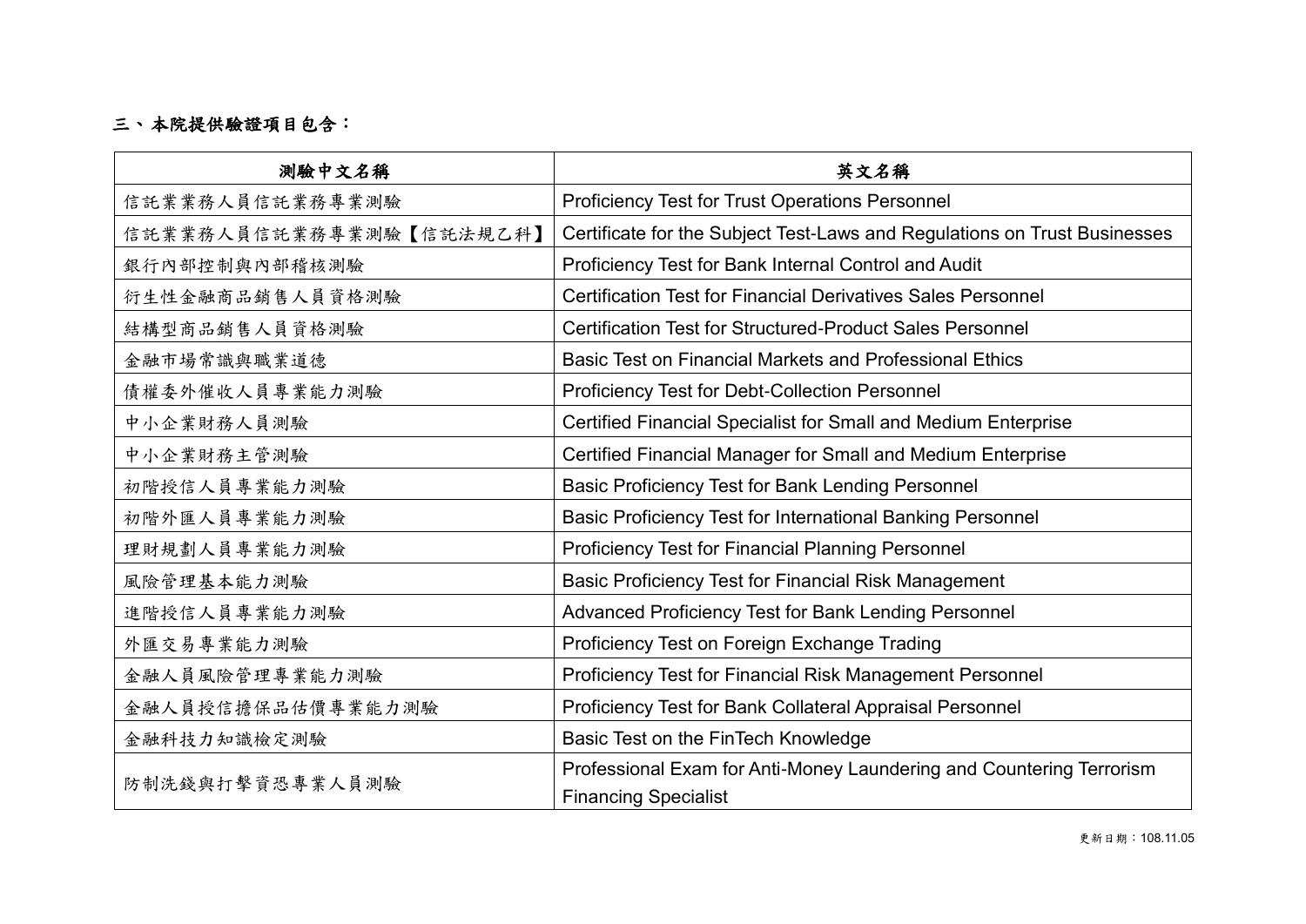**三、本院提供驗證項目包含：**

| 測驗中文名稱 | 英文名稱 |
|---|---|
| 信託業業務人員信託業務專業測驗 | Proficiency Test for Trust Operations Personnel |
| 信託業業務人員信託業務專業測驗【信託法規乙科】 | Certificate for the Subject Test-Laws and Regulations on Trust Businesses |
| 銀行內部控制與內部稽核測驗 | Proficiency Test for Bank Internal Control and Audit |
| 衍生性金融商品銷售人員資格測驗 | Certification Test for Financial Derivatives Sales Personnel |
| 結構型商品銷售人員資格測驗 | Certification Test for Structured-Product Sales Personnel |
| 金融市場常識與職業道德 | Basic Test on Financial Markets and Professional Ethics |
| 債權委外催收人員專業能力測驗 | Proficiency Test for Debt-Collection Personnel |
| 中小企業財務人員測驗 | Certified Financial Specialist for Small and Medium Enterprise |
| 中小企業財務主管測驗 | Certified Financial Manager for Small and Medium Enterprise |
| 初階授信人員專業能力測驗 | Basic Proficiency Test for Bank Lending Personnel |
| 初階外匯人員專業能力測驗 | Basic Proficiency Test for International Banking Personnel |
| 理財規劃人員專業能力測驗 | Proficiency Test for Financial Planning Personnel |
| 風險管理基本能力測驗 | Basic Proficiency Test for Financial Risk Management |
| 進階授信人員專業能力測驗 | Advanced Proficiency Test for Bank Lending Personnel |
| 外匯交易專業能力測驗 | Proficiency Test on Foreign Exchange Trading |
| 金融人員風險管理專業能力測驗 | Proficiency Test for Financial Risk Management Personnel |
| 金融人員授信擔保品估價專業能力測驗 | Proficiency Test for Bank Collateral Appraisal Personnel |
| 金融科技力知識檢定測驗 | Basic Test on the FinTech Knowledge |
| 防制洗錢與打擊資恐專業人員測驗 | Professional Exam for Anti-Money Laundering and Countering Terrorism Financing Specialist |

更新日期：108.11.05